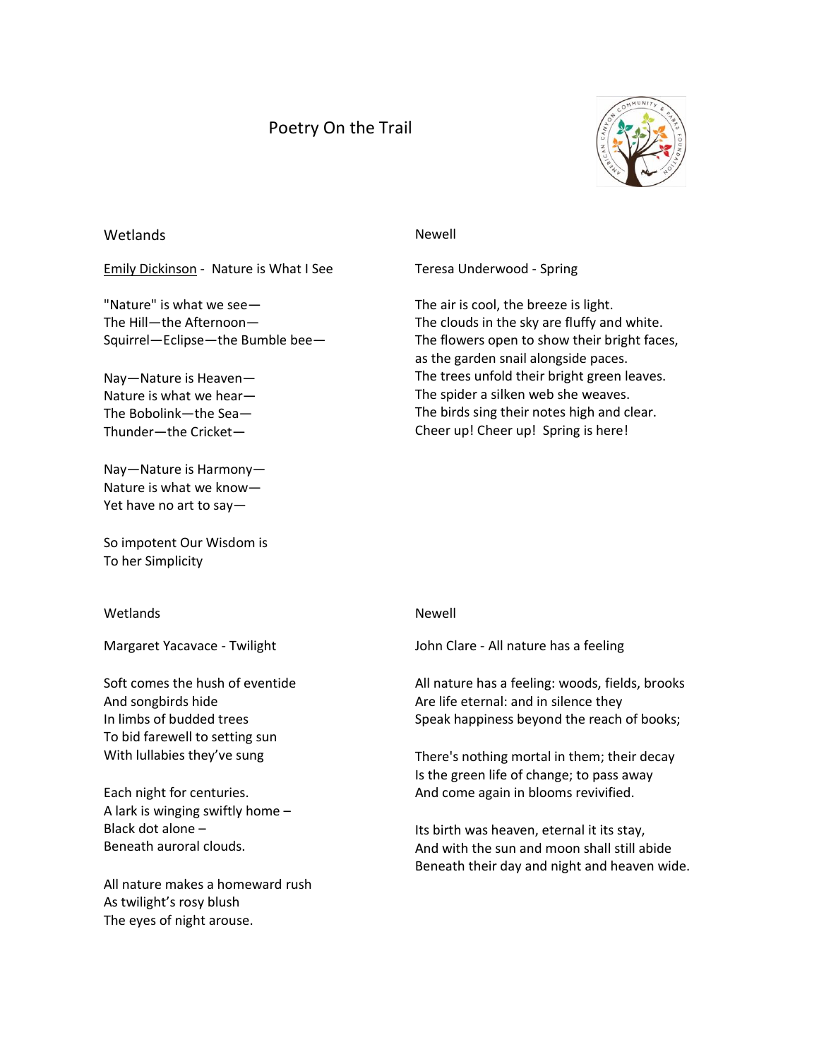# Poetry On the Trail

## Wetlands

Emily Dickinson - Nature is What I See

"Nature" is what we see—
The Hill—the Afternoon—
Squirrel—Eclipse—the Bumble bee—

Nay—Nature is Heaven—
Nature is what we hear—
The Bobolink—the Sea—
Thunder—the Cricket—

Nay—Nature is Harmony—
Nature is what we know—
Yet have no art to say—

So impotent Our Wisdom is
To her Simplicity

## Newell

Teresa Underwood - Spring

The air is cool, the breeze is light.
The clouds in the sky are fluffy and white.
The flowers open to show their bright faces,
as the garden snail alongside paces.
The trees unfold their bright green leaves.
The spider a silken web she weaves.
The birds sing their notes high and clear.
Cheer up! Cheer up! Spring is here!

## Wetlands

Margaret Yacavace - Twilight

Soft comes the hush of eventide
And songbirds hide
In limbs of budded trees
To bid farewell to setting sun
With lullabies they've sung

Each night for centuries.
A lark is winging swiftly home –
Black dot alone –
Beneath auroral clouds.

All nature makes a homeward rush
As twilight's rosy blush
The eyes of night arouse.

## Newell

John Clare - All nature has a feeling

All nature has a feeling: woods, fields, brooks
Are life eternal: and in silence they
Speak happiness beyond the reach of books;

There's nothing mortal in them; their decay
Is the green life of change; to pass away
And come again in blooms revivified.

Its birth was heaven, eternal it its stay,
And with the sun and moon shall still abide
Beneath their day and night and heaven wide.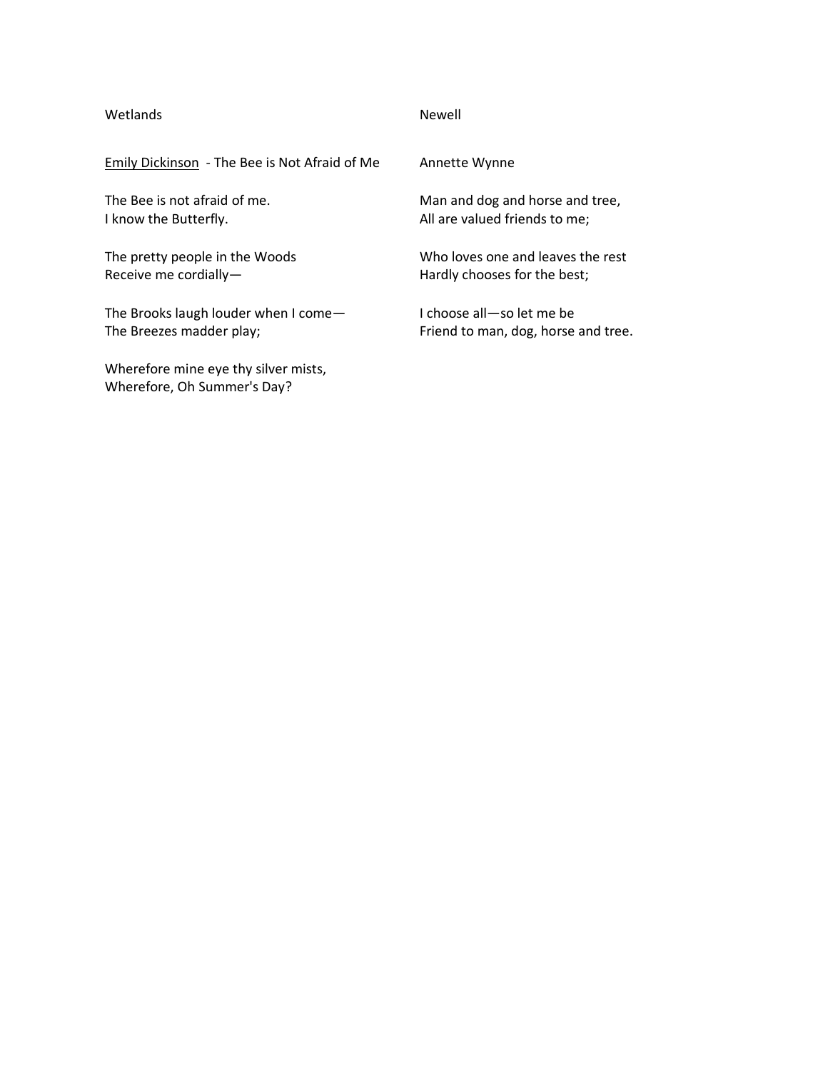Wetlands

Emily Dickinson - The Bee is Not Afraid of Me

The Bee is not afraid of me.
I know the Butterfly.

The pretty people in the Woods
Receive me cordially—

The Brooks laugh louder when I come—
The Breezes madder play;

Wherefore mine eye thy silver mists,
Wherefore, Oh Summer's Day?

Newell

Annette Wynne

Man and dog and horse and tree,
All are valued friends to me;

Who loves one and leaves the rest
Hardly chooses for the best;

I choose all—so let me be
Friend to man, dog, horse and tree.